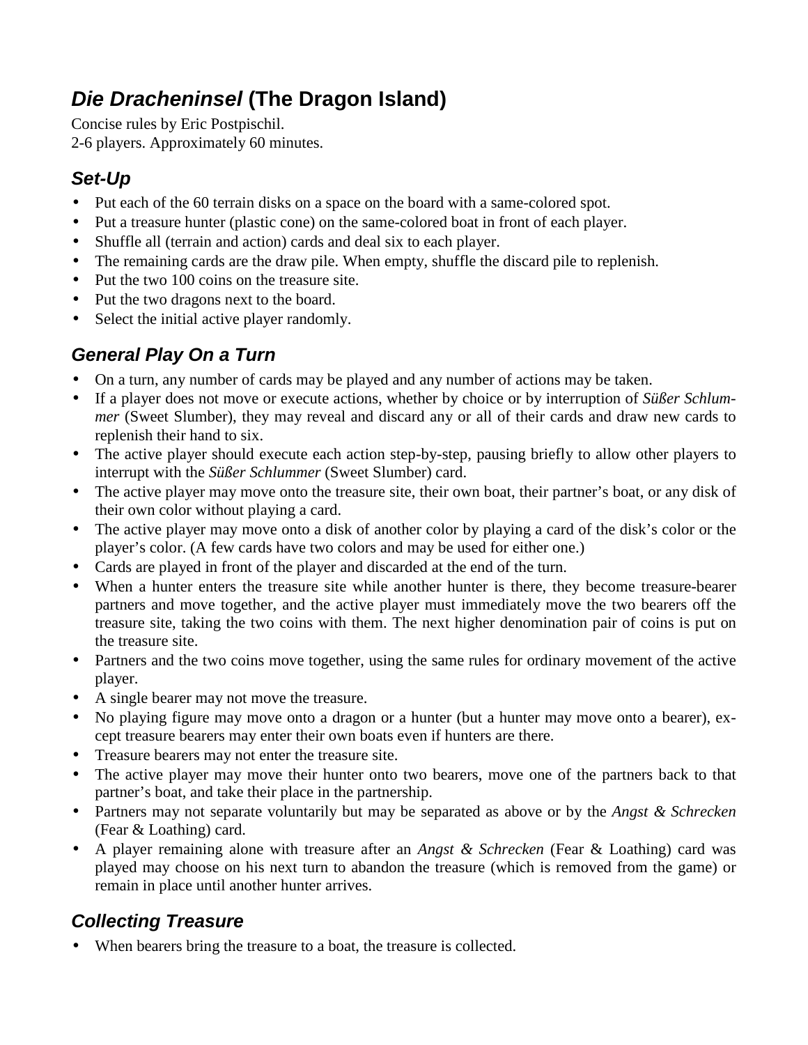# *Die Dracheninsel* (The Dragon Island)

Concise rules by Eric Postpischil.
2-6 players. Approximately 60 minutes.

## *Set-Up*

- Put each of the 60 terrain disks on a space on the board with a same-colored spot.
- Put a treasure hunter (plastic cone) on the same-colored boat in front of each player.
- Shuffle all (terrain and action) cards and deal six to each player.
- The remaining cards are the draw pile. When empty, shuffle the discard pile to replenish.
- Put the two 100 coins on the treasure site.
- Put the two dragons next to the board.
- Select the initial active player randomly.

## *General Play On a Turn*

- On a turn, any number of cards may be played and any number of actions may be taken.
- If a player does not move or execute actions, whether by choice or by interruption of *Süßer Schlummer* (Sweet Slumber), they may reveal and discard any or all of their cards and draw new cards to replenish their hand to six.
- The active player should execute each action step-by-step, pausing briefly to allow other players to interrupt with the *Süßer Schlummer* (Sweet Slumber) card.
- The active player may move onto the treasure site, their own boat, their partner's boat, or any disk of their own color without playing a card.
- The active player may move onto a disk of another color by playing a card of the disk's color or the player's color. (A few cards have two colors and may be used for either one.)
- Cards are played in front of the player and discarded at the end of the turn.
- When a hunter enters the treasure site while another hunter is there, they become treasure-bearer partners and move together, and the active player must immediately move the two bearers off the treasure site, taking the two coins with them. The next higher denomination pair of coins is put on the treasure site.
- Partners and the two coins move together, using the same rules for ordinary movement of the active player.
- A single bearer may not move the treasure.
- No playing figure may move onto a dragon or a hunter (but a hunter may move onto a bearer), except treasure bearers may enter their own boats even if hunters are there.
- Treasure bearers may not enter the treasure site.
- The active player may move their hunter onto two bearers, move one of the partners back to that partner's boat, and take their place in the partnership.
- Partners may not separate voluntarily but may be separated as above or by the *Angst & Schrecken* (Fear & Loathing) card.
- A player remaining alone with treasure after an *Angst & Schrecken* (Fear & Loathing) card was played may choose on his next turn to abandon the treasure (which is removed from the game) or remain in place until another hunter arrives.

## *Collecting Treasure*

- When bearers bring the treasure to a boat, the treasure is collected.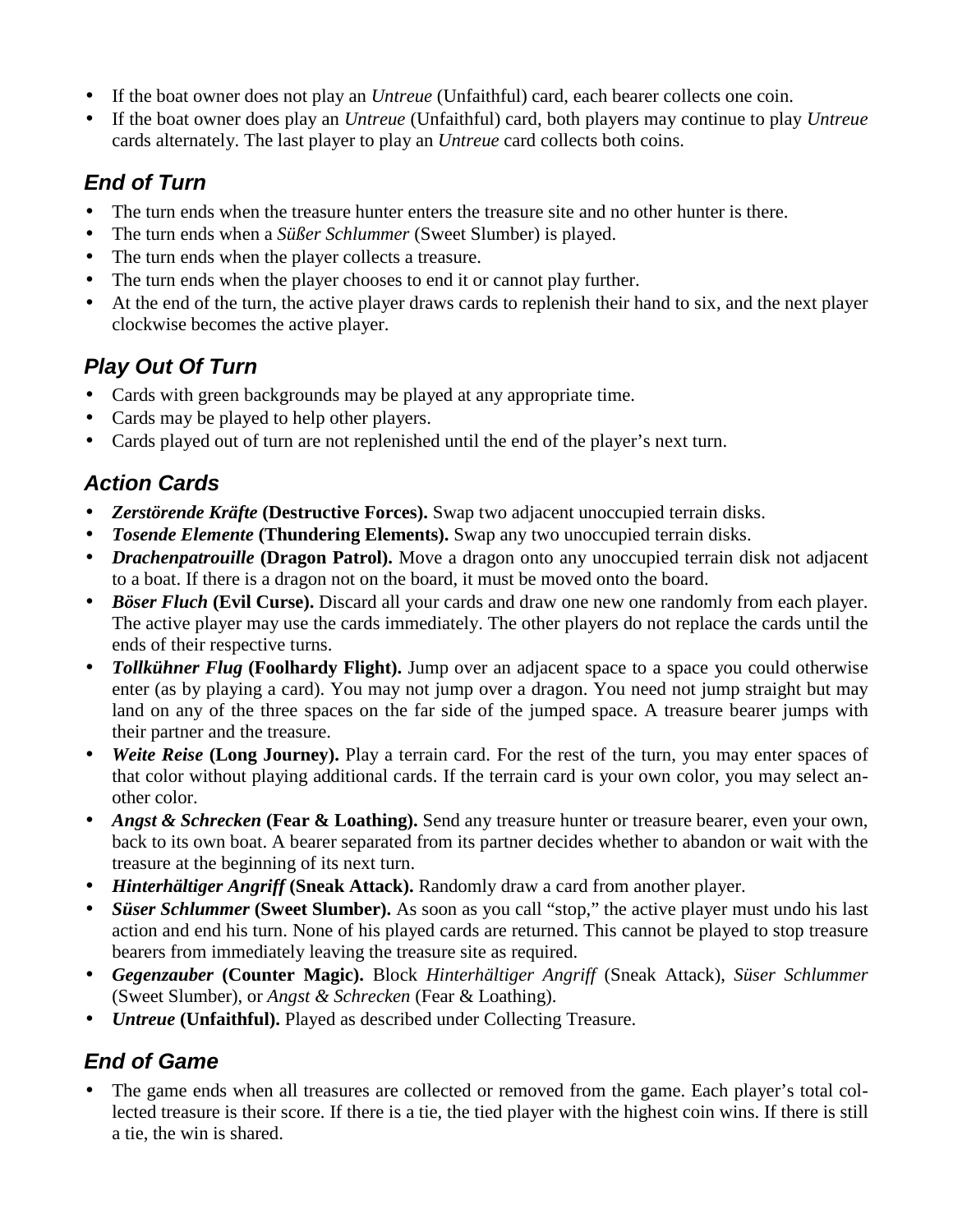- If the boat owner does not play an *Untreue* (Unfaithful) card, each bearer collects one coin.
- If the boat owner does play an *Untreue* (Unfaithful) card, both players may continue to play *Untreue* cards alternately. The last player to play an *Untreue* card collects both coins.

### End of Turn

- The turn ends when the treasure hunter enters the treasure site and no other hunter is there.
- The turn ends when a *Süßer Schlummer* (Sweet Slumber) is played.
- The turn ends when the player collects a treasure.
- The turn ends when the player chooses to end it or cannot play further.
- At the end of the turn, the active player draws cards to replenish their hand to six, and the next player clockwise becomes the active player.

### Play Out Of Turn

- Cards with green backgrounds may be played at any appropriate time.
- Cards may be played to help other players.
- Cards played out of turn are not replenished until the end of the player's next turn.

### Action Cards

- ***Zerstörende Kräfte* (Destructive Forces).** Swap two adjacent unoccupied terrain disks.
- ***Tosende Elemente* (Thundering Elements).** Swap any two unoccupied terrain disks.
- ***Drachenpatrouille* (Dragon Patrol).** Move a dragon onto any unoccupied terrain disk not adjacent to a boat. If there is a dragon not on the board, it must be moved onto the board.
- ***Böser Fluch* (Evil Curse).** Discard all your cards and draw one new one randomly from each player. The active player may use the cards immediately. The other players do not replace the cards until the ends of their respective turns.
- ***Tollkühner Flug* (Foolhardy Flight).** Jump over an adjacent space to a space you could otherwise enter (as by playing a card). You may not jump over a dragon. You need not jump straight but may land on any of the three spaces on the far side of the jumped space. A treasure bearer jumps with their partner and the treasure.
- ***Weite Reise* (Long Journey).** Play a terrain card. For the rest of the turn, you may enter spaces of that color without playing additional cards. If the terrain card is your own color, you may select another color.
- ***Angst & Schrecken* (Fear & Loathing).** Send any treasure hunter or treasure bearer, even your own, back to its own boat. A bearer separated from its partner decides whether to abandon or wait with the treasure at the beginning of its next turn.
- ***Hinterhältiger Angriff* (Sneak Attack).** Randomly draw a card from another player.
- ***Süser Schlummer* (Sweet Slumber).** As soon as you call "stop," the active player must undo his last action and end his turn. None of his played cards are returned. This cannot be played to stop treasure bearers from immediately leaving the treasure site as required.
- ***Gegenzauber* (Counter Magic).** Block *Hinterhältiger Angriff* (Sneak Attack), *Süser Schlummer* (Sweet Slumber), or *Angst & Schrecken* (Fear & Loathing).
- ***Untreue* (Unfaithful).** Played as described under Collecting Treasure.

### End of Game

- The game ends when all treasures are collected or removed from the game. Each player's total collected treasure is their score. If there is a tie, the tied player with the highest coin wins. If there is still a tie, the win is shared.